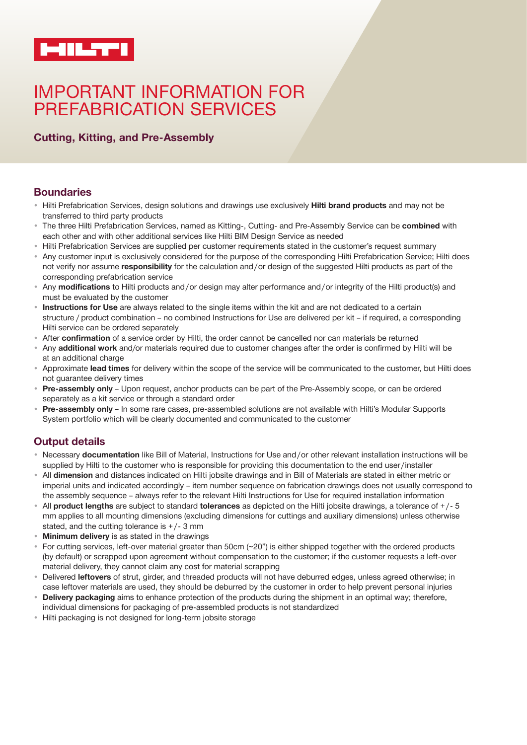HILTI

# IMPORTANT INFORMATION FOR PREFABRICATION SERVICES

### Cutting, Kitting, and Pre-Assembly

## Boundaries

- Hilti Prefabrication Services, design solutions and drawings use exclusively **Hilti brand products** and may not be transferred to third party products
- The three Hilti Prefabrication Services, named as Kitting-, Cutting- and Pre-Assembly Service can be **combined** with each other and with other additional services like Hilti BIM Design Service as needed
- Hilti Prefabrication Services are supplied per customer requirements stated in the customer's request summary
- Any customer input is exclusively considered for the purpose of the corresponding Hilti Prefabrication Service; Hilti does not verify nor assume **responsibility** for the calculation and/or design of the suggested Hilti products as part of the corresponding prefabrication service
- Any **modifications** to Hilti products and/or design may alter performance and/or integrity of the Hilti product(s) and must be evaluated by the customer
- **Instructions for Use** are always related to the single items within the kit and are not dedicated to a certain structure / product combination – no combined Instructions for Use are delivered per kit – if required, a corresponding Hilti service can be ordered separately
- After **confirmation** of a service order by Hilti, the order cannot be cancelled nor can materials be returned
- Any **additional work** and/or materials required due to customer changes after the order is confirmed by Hilti will be at an additional charge
- Approximate **lead times** for delivery within the scope of the service will be communicated to the customer, but Hilti does not guarantee delivery times
- **Pre-assembly only** – Upon request, anchor products can be part of the Pre-Assembly scope, or can be ordered separately as a kit service or through a standard order
- **Pre-assembly only** – In some rare cases, pre-assembled solutions are not available with Hilti's Modular Supports System portfolio which will be clearly documented and communicated to the customer

## Output details

- Necessary **documentation** like Bill of Material, Instructions for Use and/or other relevant installation instructions will be supplied by Hilti to the customer who is responsible for providing this documentation to the end user/installer
- All **dimension** and distances indicated on Hilti jobsite drawings and in Bill of Materials are stated in either metric or imperial units and indicated accordingly – item number sequence on fabrication drawings does not usually correspond to the assembly sequence – always refer to the relevant Hilti Instructions for Use for required installation information
- All **product lengths** are subject to standard **tolerances** as depicted on the Hilti jobsite drawings, a tolerance of +/- 5 mm applies to all mounting dimensions (excluding dimensions for cuttings and auxiliary dimensions) unless otherwise stated, and the cutting tolerance is +/- 3 mm
- **Minimum delivery** is as stated in the drawings
- For cutting services, left-over material greater than 50cm (~20") is either shipped together with the ordered products (by default) or scrapped upon agreement without compensation to the customer; if the customer requests a left-over material delivery, they cannot claim any cost for material scrapping
- Delivered **leftovers** of strut, girder, and threaded products will not have deburred edges, unless agreed otherwise; in case leftover materials are used, they should be deburred by the customer in order to help prevent personal injuries
- **Delivery packaging** aims to enhance protection of the products during the shipment in an optimal way; therefore, individual dimensions for packaging of pre-assembled products is not standardized
- Hilti packaging is not designed for long-term jobsite storage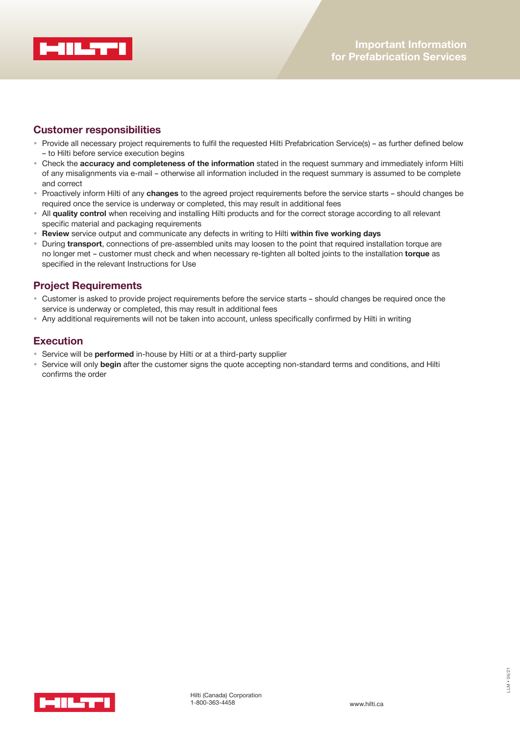# Important Information for Prefabrication Services

## Customer responsibilities

- Provide all necessary project requirements to fulfil the requested Hilti Prefabrication Service(s) – as further defined below – to Hilti before service execution begins
- Check the **accuracy and completeness of the information** stated in the request summary and immediately inform Hilti of any misalignments via e-mail – otherwise all information included in the request summary is assumed to be complete and correct
- Proactively inform Hilti of any **changes** to the agreed project requirements before the service starts – should changes be required once the service is underway or completed, this may result in additional fees
- All **quality control** when receiving and installing Hilti products and for the correct storage according to all relevant specific material and packaging requirements
- **Review** service output and communicate any defects in writing to Hilti **within five working days**
- During **transport**, connections of pre-assembled units may loosen to the point that required installation torque are no longer met – customer must check and when necessary re-tighten all bolted joints to the installation **torque** as specified in the relevant Instructions for Use

## Project Requirements

- Customer is asked to provide project requirements before the service starts – should changes be required once the service is underway or completed, this may result in additional fees
- Any additional requirements will not be taken into account, unless specifically confirmed by Hilti in writing

## Execution

- Service will be **performed** in-house by Hilti or at a third-party supplier
- Service will only **begin** after the customer signs the quote accepting non-standard terms and conditions, and Hilti confirms the order

Hilti (Canada) Corporation
1-800-363-4458

www.hilti.ca

LLM • 04/21